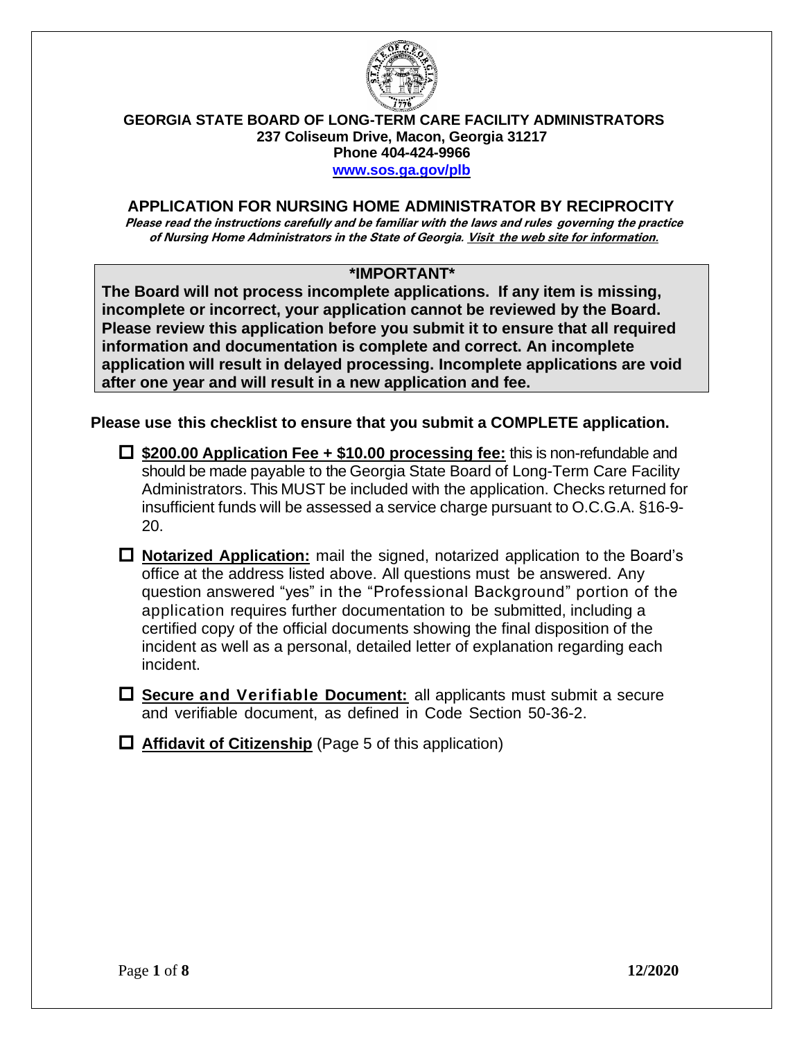**GEORGIA STATE BOARD OF LONG-TERM CARE FACILITY ADMINISTRATORS**
**237 Coliseum Drive, Macon, Georgia 31217**
**Phone 404-424-9966**
**www.sos.ga.gov/plb**

# APPLICATION FOR NURSING HOME ADMINISTRATOR BY RECIPROCITY

***Please read the instructions carefully and be familiar with the laws and rules governing the practice of Nursing Home Administrators in the State of Georgia. Visit the web site for information.***

> **\*IMPORTANT\***
>
> **The Board will not process incomplete applications. If any item is missing, incomplete or incorrect, your application cannot be reviewed by the Board. Please review this application before you submit it to ensure that all required information and documentation is complete and correct. An incomplete application will result in delayed processing. Incomplete applications are void after one year and will result in a new application and fee.**

**Please use this checklist to ensure that you submit a COMPLETE application.**

- ☐ **$200.00 Application Fee + $10.00 processing fee:** this is non-refundable and should be made payable to the Georgia State Board of Long-Term Care Facility Administrators. This MUST be included with the application. Checks returned for insufficient funds will be assessed a service charge pursuant to O.C.G.A. §16-9-20.
- ☐ **Notarized Application:** mail the signed, notarized application to the Board's office at the address listed above. All questions must be answered. Any question answered "yes" in the "Professional Background" portion of the application requires further documentation to be submitted, including a certified copy of the official documents showing the final disposition of the incident as well as a personal, detailed letter of explanation regarding each incident.
- ☐ **Secure and Verifiable Document:** all applicants must submit a secure and verifiable document, as defined in Code Section 50-36-2.
- ☐ **Affidavit of Citizenship** (Page 5 of this application)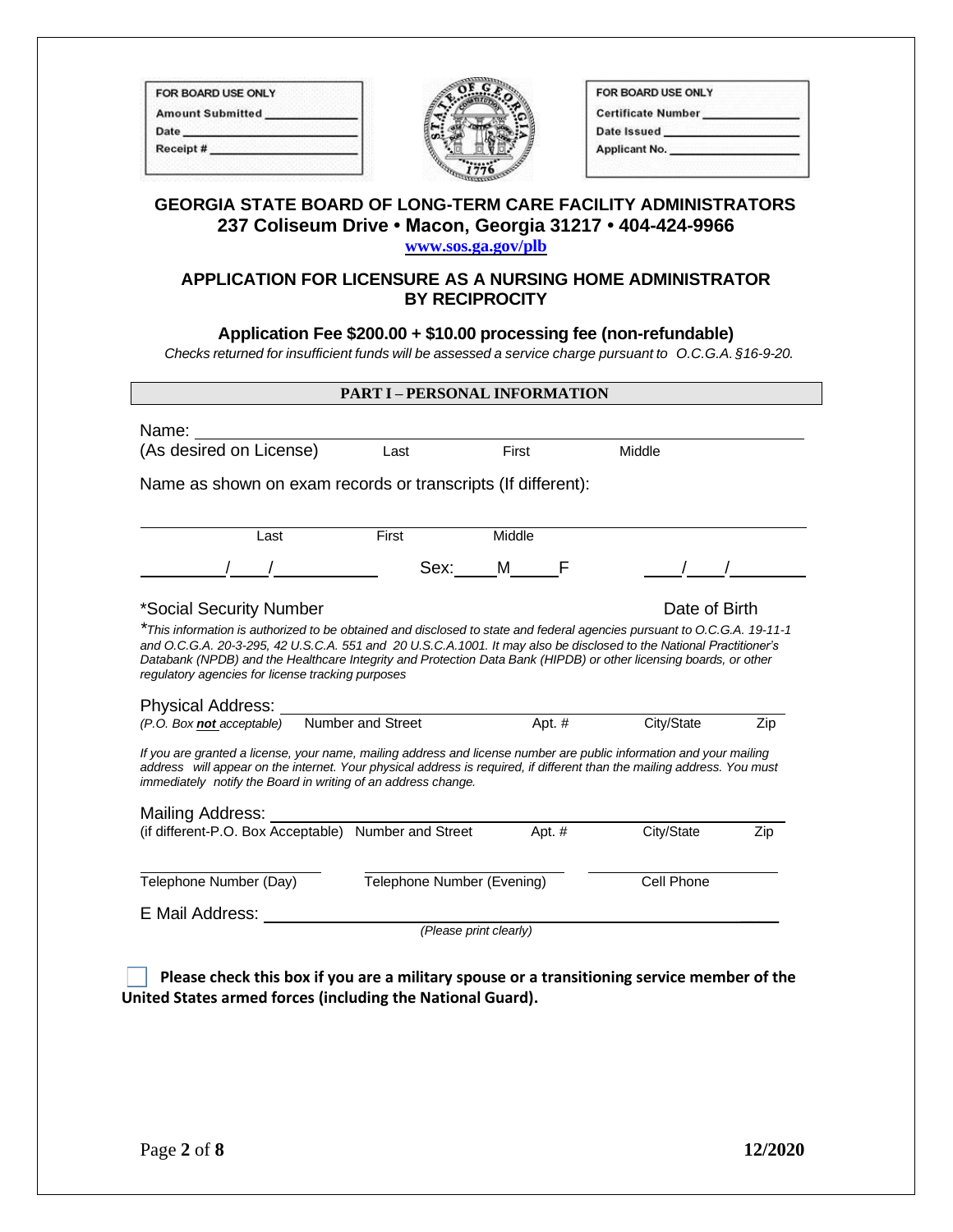| FOR BOARD USE ONLY |
|---|
| Amount Submitted ____________ |
| Date ____________ |
| Receipt # ____________ |

| FOR BOARD USE ONLY |
|---|
| Certificate Number ____________ |
| Date Issued ____________ |
| Applicant No. ____________ |

# GEORGIA STATE BOARD OF LONG-TERM CARE FACILITY ADMINISTRATORS

**237 Coliseum Drive • Macon, Georgia 31217 • 404-424-9966**

**www.sos.ga.gov/plb**

## APPLICATION FOR LICENSURE AS A NURSING HOME ADMINISTRATOR BY RECIPROCITY

**Application Fee $200.00 + $10.00 processing fee (non-refundable)**

*Checks returned for insufficient funds will be assessed a service charge pursuant to O.C.G.A. §16-9-20.*

### PART I – PERSONAL INFORMATION

Name: ________________________________________________

(As desired on License) Last First Middle

Name as shown on exam records or transcripts (If different):

________________________________________________

Last First Middle

_______/____/__________ Sex:____M_____F ____/____/________

*Social Security Number Date of Birth

**This information is authorized to be obtained and disclosed to state and federal agencies pursuant to O.C.G.A. 19-11-1 and O.C.G.A. 20-3-295, 42 U.S.C.A. 551 and 20 U.S.C.A.1001. It may also be disclosed to the National Practitioner's Databank (NPDB) and the Healthcare Integrity and Protection Data Bank (HIPDB) or other licensing boards, or other regulatory agencies for license tracking purposes*

Physical Address: ________________________________________________

*(P.O. Box **not** acceptable)* Number and Street Apt. # City/State Zip

*If you are granted a license, your name, mailing address and license number are public information and your mailing address will appear on the internet. Your physical address is required, if different than the mailing address. You must immediately notify the Board in writing of an address change.*

Mailing Address: ________________________________________________

(if different-P.O. Box Acceptable) Number and Street Apt. # City/State Zip

________________ ________________ ________________

Telephone Number (Day) Telephone Number (Evening) Cell Phone

E Mail Address: ________________________________________________

*(Please print clearly)*

☐ **Please check this box if you are a military spouse or a transitioning service member of the United States armed forces (including the National Guard).**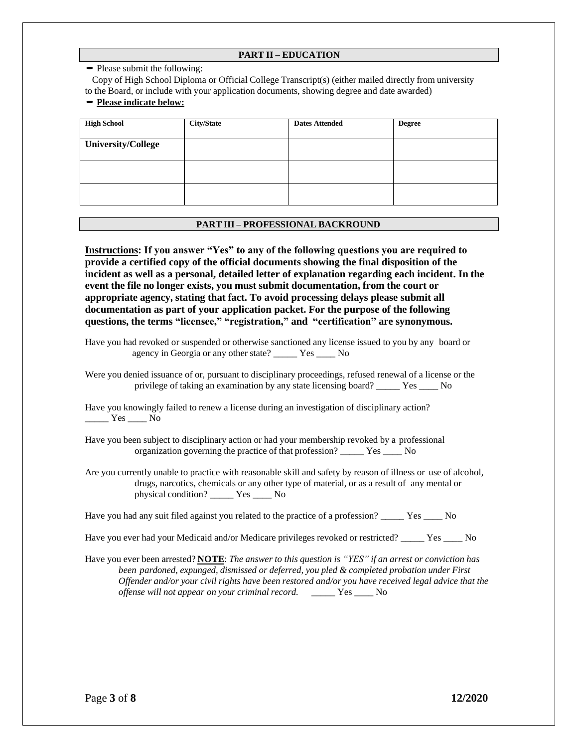## PART II – EDUCATION

- Please submit the following:

  Copy of High School Diploma or Official College Transcript(s) (either mailed directly from university to the Board, or include with your application documents, showing degree and date awarded)

- **Please indicate below:**

| High School | City/State | Dates Attended | Degree |
|---|---|---|---|
| University/College | | | |
| | | | |
| | | | |

## PART III – PROFESSIONAL BACKROUND

**Instructions: If you answer "Yes" to any of the following questions you are required to provide a certified copy of the official documents showing the final disposition of the incident as well as a personal, detailed letter of explanation regarding each incident. In the event the file no longer exists, you must submit documentation, from the court or appropriate agency, stating that fact. To avoid processing delays please submit all documentation as part of your application packet. For the purpose of the following questions, the terms "licensee," "registration," and "certification" are synonymous.**

Have you had revoked or suspended or otherwise sanctioned any license issued to you by any board or agency in Georgia or any other state? _____ Yes ____ No

Were you denied issuance of or, pursuant to disciplinary proceedings, refused renewal of a license or the privilege of taking an examination by any state licensing board? _____ Yes ____ No

Have you knowingly failed to renew a license during an investigation of disciplinary action? _____ Yes ____ No

Have you been subject to disciplinary action or had your membership revoked by a professional organization governing the practice of that profession? _____ Yes ____ No

Are you currently unable to practice with reasonable skill and safety by reason of illness or use of alcohol, drugs, narcotics, chemicals or any other type of material, or as a result of any mental or physical condition? _____ Yes ____ No

Have you had any suit filed against you related to the practice of a profession? _____ Yes ____ No

Have you ever had your Medicaid and/or Medicare privileges revoked or restricted? _____ Yes ____ No

Have you ever been arrested? **NOTE**: *The answer to this question is "YES" if an arrest or conviction has been pardoned, expunged, dismissed or deferred, you pled & completed probation under First Offender and/or your civil rights have been restored and/or you have received legal advice that the offense will not appear on your criminal record.* _____ Yes ____ No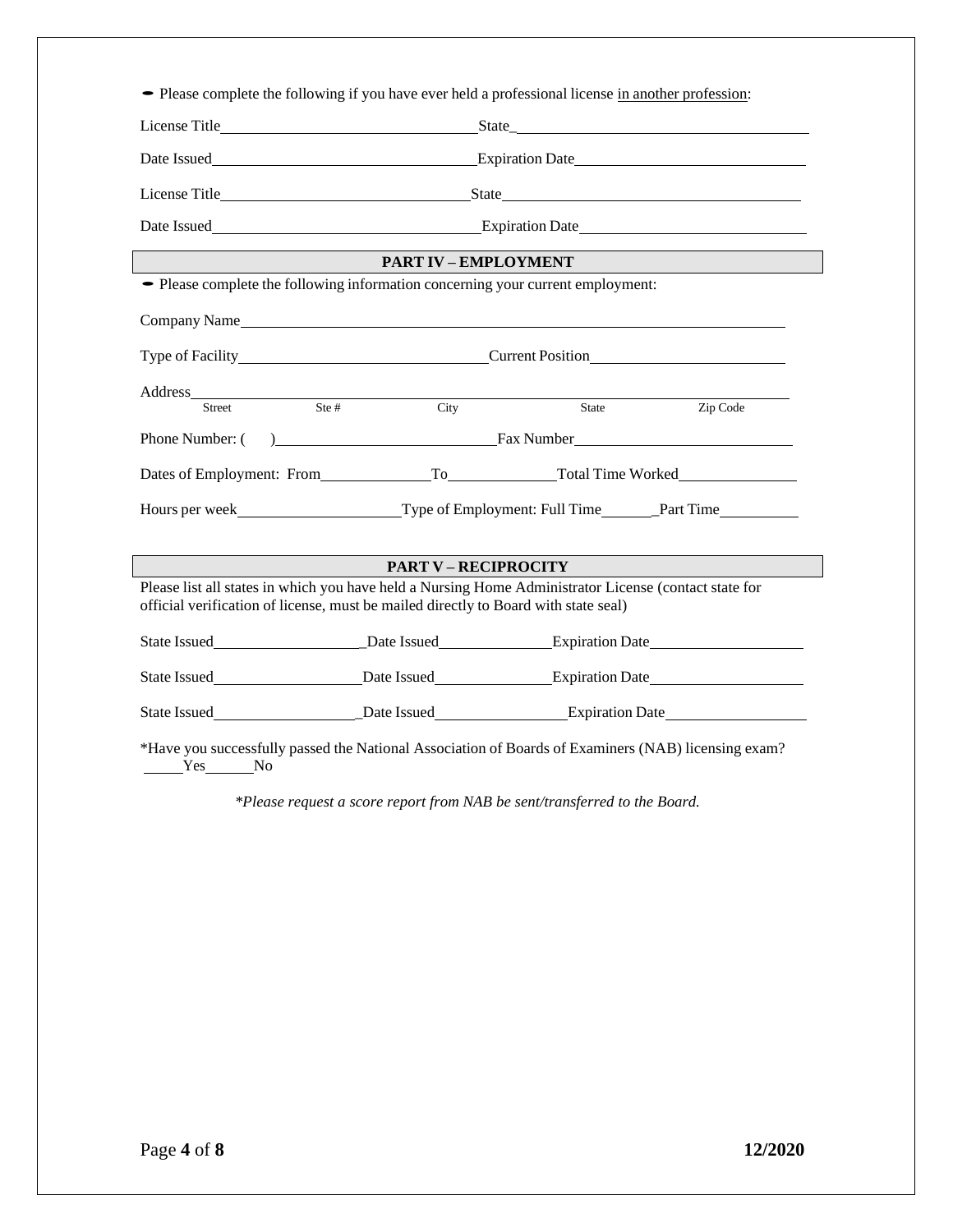- Please complete the following if you have ever held a professional license <u>in another profession</u>:

License Title\_\_\_\_\_\_\_\_\_\_\_\_\_\_\_\_\_\_\_\_\_\_\_\_\_\_\_\_\_\_ State\_\_\_\_\_\_\_\_\_\_\_\_\_\_\_\_\_\_\_\_\_\_\_\_\_\_\_\_\_\_\_\_\_\_\_\_

Date Issued\_\_\_\_\_\_\_\_\_\_\_\_\_\_\_\_\_\_\_\_\_\_\_\_\_\_\_\_\_\_ Expiration Date\_\_\_\_\_\_\_\_\_\_\_\_\_\_\_\_\_\_\_\_\_\_\_\_\_\_\_\_

License Title\_\_\_\_\_\_\_\_\_\_\_\_\_\_\_\_\_\_\_\_\_\_\_\_\_\_\_\_\_\_ State\_\_\_\_\_\_\_\_\_\_\_\_\_\_\_\_\_\_\_\_\_\_\_\_\_\_\_\_\_\_\_\_\_\_\_\_

Date Issued\_\_\_\_\_\_\_\_\_\_\_\_\_\_\_\_\_\_\_\_\_\_\_\_\_\_\_\_\_\_ Expiration Date\_\_\_\_\_\_\_\_\_\_\_\_\_\_\_\_\_\_\_\_\_\_\_\_\_\_\_\_

## PART IV – EMPLOYMENT

- Please complete the following information concerning your current employment:

Company Name\_\_\_\_\_\_\_\_\_\_\_\_\_\_\_\_\_\_\_\_\_\_\_\_\_\_\_\_\_\_\_\_\_\_\_\_\_\_\_\_\_\_\_\_\_\_\_\_\_\_\_\_\_\_\_\_\_\_\_\_\_\_\_\_

Type of Facility\_\_\_\_\_\_\_\_\_\_\_\_\_\_\_\_\_\_\_\_\_\_\_\_\_\_\_\_ Current Position\_\_\_\_\_\_\_\_\_\_\_\_\_\_\_\_\_\_\_\_\_\_\_\_

Address\_\_\_\_\_\_\_\_\_\_\_\_\_\_\_\_\_\_\_\_\_\_\_\_\_\_\_\_\_\_\_\_\_\_\_\_\_\_\_\_\_\_\_\_\_\_\_\_\_\_\_\_\_\_\_\_\_\_\_\_\_\_\_\_\_\_\_\_\_\_\_\_\_
Street Ste # City State Zip Code

Phone Number: ( ) \_\_\_\_\_\_\_\_\_\_\_\_\_\_\_\_\_\_\_\_\_\_\_\_\_\_ Fax Number\_\_\_\_\_\_\_\_\_\_\_\_\_\_\_\_\_\_\_\_\_\_\_\_\_\_\_\_

Dates of Employment: From\_\_\_\_\_\_\_\_\_\_\_\_\_\_ To\_\_\_\_\_\_\_\_\_\_\_\_\_\_ Total Time Worked\_\_\_\_\_\_\_\_\_\_\_\_\_\_\_

Hours per week\_\_\_\_\_\_\_\_\_\_\_\_\_\_\_\_\_\_\_\_ Type of Employment: Full Time\_\_\_\_\_\_\_ Part Time\_\_\_\_\_\_\_\_\_\_

## PART V – RECIPROCITY

Please list all states in which you have held a Nursing Home Administrator License (contact state for official verification of license, must be mailed directly to Board with state seal)

State Issued\_\_\_\_\_\_\_\_\_\_\_\_\_\_\_\_\_\_\_ Date Issued\_\_\_\_\_\_\_\_\_\_\_\_\_\_\_ Expiration Date\_\_\_\_\_\_\_\_\_\_\_\_\_\_\_\_\_\_\_\_

State Issued\_\_\_\_\_\_\_\_\_\_\_\_\_\_\_\_\_\_\_ Date Issued\_\_\_\_\_\_\_\_\_\_\_\_\_\_\_ Expiration Date\_\_\_\_\_\_\_\_\_\_\_\_\_\_\_\_\_\_\_\_

State Issued\_\_\_\_\_\_\_\_\_\_\_\_\_\_\_\_\_\_\_ Date Issued\_\_\_\_\_\_\_\_\_\_\_\_\_\_\_ Expiration Date\_\_\_\_\_\_\_\_\_\_\_\_\_\_\_\_\_\_\_\_

*Have you successfully passed the National Association of Boards of Examiners (NAB) licensing exam?
\_\_\_\_\_Yes\_\_\_\_\_\_No

*\*Please request a score report from NAB be sent/transferred to the Board.*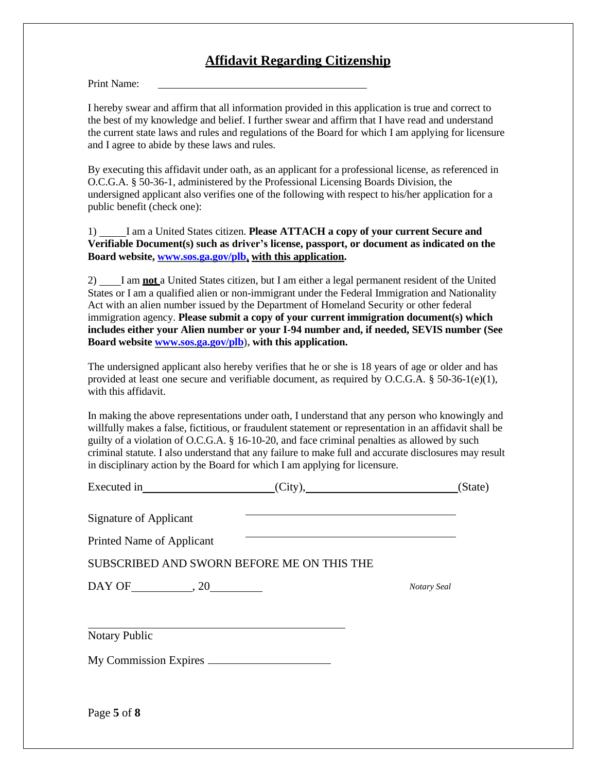# Affidavit Regarding Citizenship

Print Name: ______________________________

I hereby swear and affirm that all information provided in this application is true and correct to the best of my knowledge and belief. I further swear and affirm that I have read and understand the current state laws and rules and regulations of the Board for which I am applying for licensure and I agree to abide by these laws and rules.

By executing this affidavit under oath, as an applicant for a professional license, as referenced in O.C.G.A. § 50-36-1, administered by the Professional Licensing Boards Division, the undersigned applicant also verifies one of the following with respect to his/her application for a public benefit (check one):

1) _____ I am a United States citizen. **Please ATTACH a copy of your current Secure and Verifiable Document(s) such as driver's license, passport, or document as indicated on the Board website, www.sos.ga.gov/plb, with this application.**

2) ____ I am **not** a United States citizen, but I am either a legal permanent resident of the United States or I am a qualified alien or non-immigrant under the Federal Immigration and Nationality Act with an alien number issued by the Department of Homeland Security or other federal immigration agency. **Please submit a copy of your current immigration document(s) which includes either your Alien number or your I-94 number and, if needed, SEVIS number (See Board website www.sos.ga.gov/plb), with this application.**

The undersigned applicant also hereby verifies that he or she is 18 years of age or older and has provided at least one secure and verifiable document, as required by O.C.G.A. § 50-36-1(e)(1), with this affidavit.

In making the above representations under oath, I understand that any person who knowingly and willfully makes a false, fictitious, or fraudulent statement or representation in an affidavit shall be guilty of a violation of O.C.G.A. § 16-10-20, and face criminal penalties as allowed by such criminal statute. I also understand that any failure to make full and accurate disclosures may result in disciplinary action by the Board for which I am applying for licensure.

Executed in ______________________(City), ________________________(State)

Signature of Applicant ______________________________

Printed Name of Applicant ______________________________

SUBSCRIBED AND SWORN BEFORE ME ON THIS THE

DAY OF __________, 20________

*Notary Seal*

______________________________

Notary Public

My Commission Expires ____________________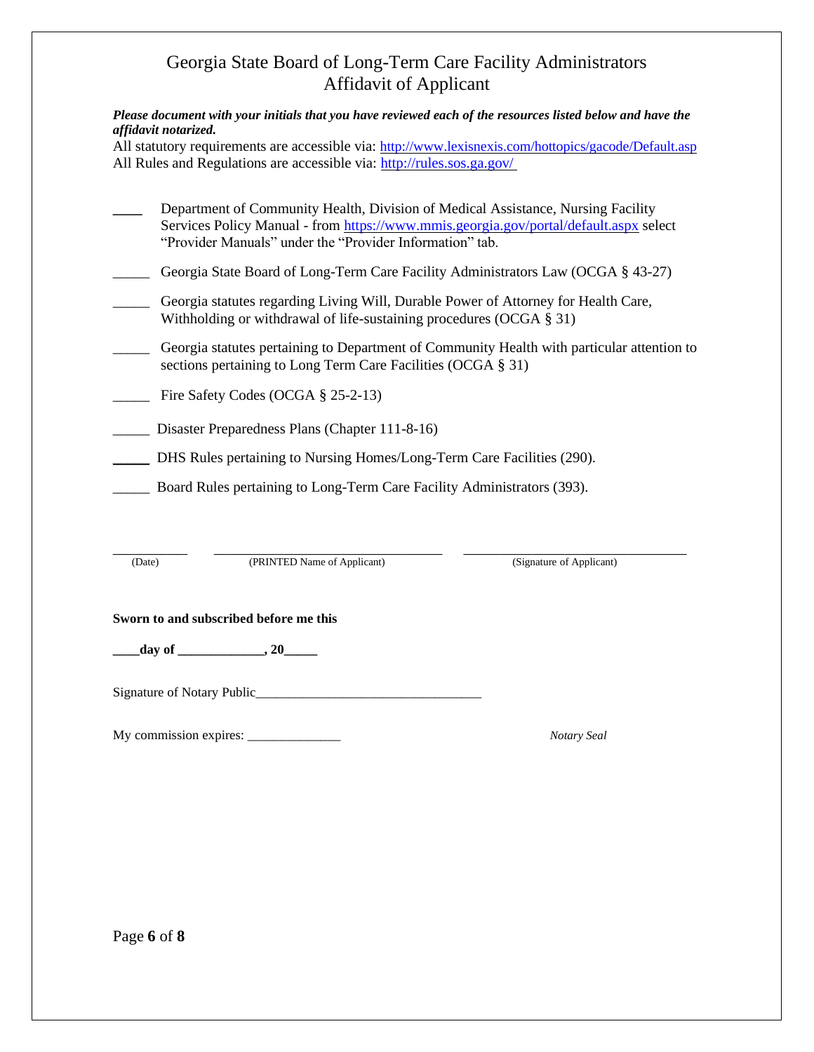# Georgia State Board of Long-Term Care Facility Administrators
## Affidavit of Applicant

***Please document with your initials that you have reviewed each of the resources listed below and have the affidavit notarized.***

All statutory requirements are accessible via: http://www.lexisnexis.com/hottopics/gacode/Default.asp
All Rules and Regulations are accessible via: http://rules.sos.ga.gov/

____ Department of Community Health, Division of Medical Assistance, Nursing Facility Services Policy Manual - from https://www.mmis.georgia.gov/portal/default.aspx select "Provider Manuals" under the "Provider Information" tab.

_____ Georgia State Board of Long-Term Care Facility Administrators Law (OCGA § 43-27)

_____ Georgia statutes regarding Living Will, Durable Power of Attorney for Health Care, Withholding or withdrawal of life-sustaining procedures (OCGA § 31)

_____ Georgia statutes pertaining to Department of Community Health with particular attention to sections pertaining to Long Term Care Facilities (OCGA § 31)

_____ Fire Safety Codes (OCGA § 25-2-13)

_____ Disaster Preparedness Plans (Chapter 111-8-16)

_____ DHS Rules pertaining to Nursing Homes/Long-Term Care Facilities (290).

_____ Board Rules pertaining to Long-Term Care Facility Administrators (393).

__________ (Date)    ______________________________ (PRINTED Name of Applicant)    ______________________________ (Signature of Applicant)

**Sworn to and subscribed before me this**

**____day of ____________, 20_____**

Signature of Notary Public________________________________

My commission expires: _____________

*Notary Seal*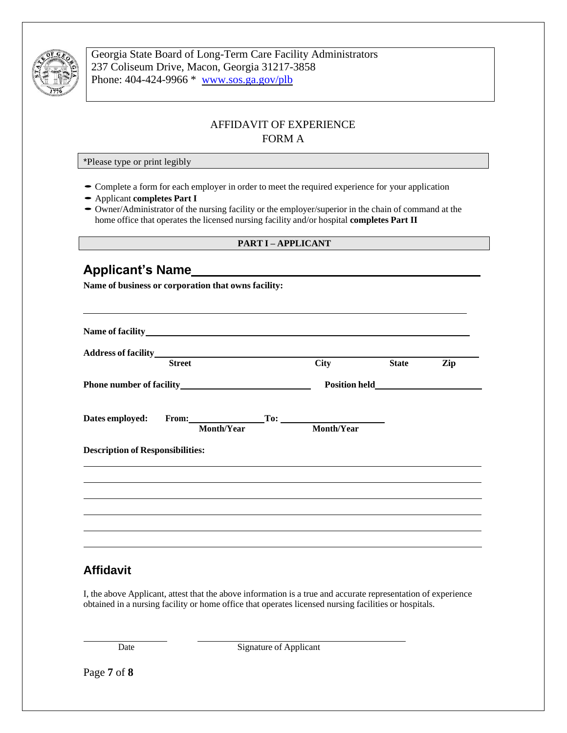Georgia State Board of Long-Term Care Facility Administrators
237 Coliseum Drive, Macon, Georgia 31217-3858
Phone: 404-424-9966 * www.sos.ga.gov/plb

# AFFIDAVIT OF EXPERIENCE
## FORM A

*Please type or print legibly

- Complete a form for each employer in order to meet the required experience for your application
- Applicant **completes Part I**
- Owner/Administrator of the nursing facility or the employer/superior in the chain of command at the home office that operates the licensed nursing facility and/or hospital **completes Part II**

**PART I – APPLICANT**

## Applicant's Name\_\_\_\_\_\_\_\_\_\_\_\_\_\_\_\_\_\_\_\_\_\_\_\_\_\_\_\_\_\_\_\_\_\_\_\_\_\_\_\_

**Name of business or corporation that owns facility:**

\_\_\_\_\_\_\_\_\_\_\_\_\_\_\_\_\_\_\_\_\_\_\_\_\_\_\_\_\_\_\_\_\_\_\_\_\_\_\_\_\_\_\_\_\_\_\_\_\_\_\_\_\_\_\_\_\_\_

**Name of facility**\_\_\_\_\_\_\_\_\_\_\_\_\_\_\_\_\_\_\_\_\_\_\_\_\_\_\_\_\_\_\_\_\_\_\_\_\_\_\_\_\_\_\_\_\_\_\_\_

**Address of facility**\_\_\_\_\_\_\_\_\_\_\_\_\_\_\_\_\_\_\_\_\_\_\_\_\_\_\_\_\_\_\_\_\_\_\_\_\_\_\_\_\_\_\_\_\_\_
**Street** **City** **State** **Zip**

**Phone number of facility**\_\_\_\_\_\_\_\_\_\_\_\_\_\_\_\_\_\_\_\_ **Position held**\_\_\_\_\_\_\_\_\_\_\_\_\_\_\_\_\_\_

**Dates employed:** **From:**\_\_\_\_\_\_\_\_\_\_\_\_ **To:** \_\_\_\_\_\_\_\_\_\_\_\_\_\_
**Month/Year** **Month/Year**

**Description of Responsibilities:**

\_\_\_\_\_\_\_\_\_\_\_\_\_\_\_\_\_\_\_\_\_\_\_\_\_\_\_\_\_\_\_\_\_\_\_\_\_\_\_\_\_\_\_\_\_\_\_\_\_\_\_\_\_\_\_\_\_\_

\_\_\_\_\_\_\_\_\_\_\_\_\_\_\_\_\_\_\_\_\_\_\_\_\_\_\_\_\_\_\_\_\_\_\_\_\_\_\_\_\_\_\_\_\_\_\_\_\_\_\_\_\_\_\_\_\_\_

\_\_\_\_\_\_\_\_\_\_\_\_\_\_\_\_\_\_\_\_\_\_\_\_\_\_\_\_\_\_\_\_\_\_\_\_\_\_\_\_\_\_\_\_\_\_\_\_\_\_\_\_\_\_\_\_\_\_

\_\_\_\_\_\_\_\_\_\_\_\_\_\_\_\_\_\_\_\_\_\_\_\_\_\_\_\_\_\_\_\_\_\_\_\_\_\_\_\_\_\_\_\_\_\_\_\_\_\_\_\_\_\_\_\_\_\_

\_\_\_\_\_\_\_\_\_\_\_\_\_\_\_\_\_\_\_\_\_\_\_\_\_\_\_\_\_\_\_\_\_\_\_\_\_\_\_\_\_\_\_\_\_\_\_\_\_\_\_\_\_\_\_\_\_\_

\_\_\_\_\_\_\_\_\_\_\_\_\_\_\_\_\_\_\_\_\_\_\_\_\_\_\_\_\_\_\_\_\_\_\_\_\_\_\_\_\_\_\_\_\_\_\_\_\_\_\_\_\_\_\_\_\_\_

## Affidavit

I, the above Applicant, attest that the above information is a true and accurate representation of experience obtained in a nursing facility or home office that operates licensed nursing facilities or hospitals.

\_\_\_\_\_\_\_\_\_\_\_\_ \_\_\_\_\_\_\_\_\_\_\_\_\_\_\_\_\_\_\_\_\_\_\_\_\_\_\_\_
Date Signature of Applicant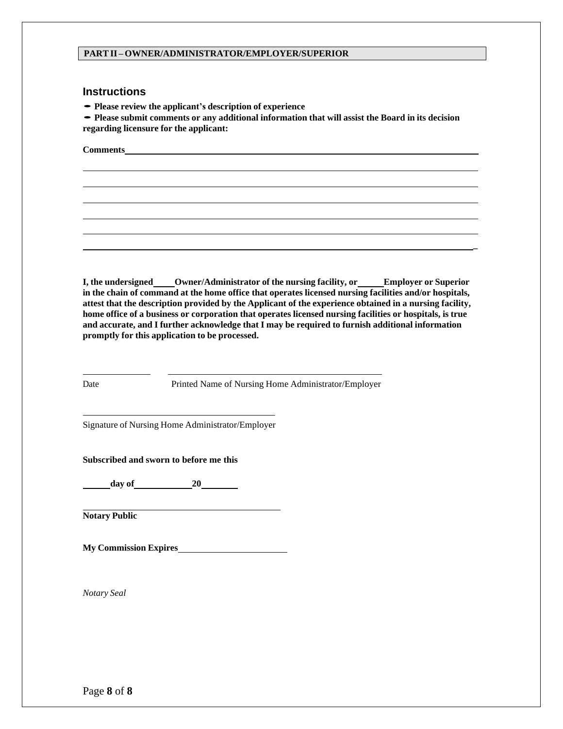**PART II – OWNER/ADMINISTRATOR/EMPLOYER/SUPERIOR**

## Instructions

- **Please review the applicant's description of experience**
- **Please submit comments or any additional information that will assist the Board in its decision regarding licensure for the applicant:**

**Comments**\_\_\_\_\_\_\_\_\_\_\_\_\_\_\_\_\_\_\_\_\_\_\_\_\_\_\_\_\_\_\_\_\_\_\_\_\_\_\_\_\_\_\_\_\_\_\_\_\_\_\_\_\_\_\_\_\_\_\_\_\_\_\_\_\_\_\_\_

\_\_\_\_\_\_\_\_\_\_\_\_\_\_\_\_\_\_\_\_\_\_\_\_\_\_\_\_\_\_\_\_\_\_\_\_\_\_\_\_\_\_\_\_\_\_\_\_\_\_\_\_\_\_\_\_\_\_\_\_\_\_\_\_\_\_\_\_\_\_\_\_\_\_\_\_\_\_

\_\_\_\_\_\_\_\_\_\_\_\_\_\_\_\_\_\_\_\_\_\_\_\_\_\_\_\_\_\_\_\_\_\_\_\_\_\_\_\_\_\_\_\_\_\_\_\_\_\_\_\_\_\_\_\_\_\_\_\_\_\_\_\_\_\_\_\_\_\_\_\_\_\_\_\_\_\_

\_\_\_\_\_\_\_\_\_\_\_\_\_\_\_\_\_\_\_\_\_\_\_\_\_\_\_\_\_\_\_\_\_\_\_\_\_\_\_\_\_\_\_\_\_\_\_\_\_\_\_\_\_\_\_\_\_\_\_\_\_\_\_\_\_\_\_\_\_\_\_\_\_\_\_\_\_\_

\_\_\_\_\_\_\_\_\_\_\_\_\_\_\_\_\_\_\_\_\_\_\_\_\_\_\_\_\_\_\_\_\_\_\_\_\_\_\_\_\_\_\_\_\_\_\_\_\_\_\_\_\_\_\_\_\_\_\_\_\_\_\_\_\_\_\_\_\_\_\_\_\_\_\_\_\_\_

\_\_\_\_\_\_\_\_\_\_\_\_\_\_\_\_\_\_\_\_\_\_\_\_\_\_\_\_\_\_\_\_\_\_\_\_\_\_\_\_\_\_\_\_\_\_\_\_\_\_\_\_\_\_\_\_\_\_\_\_\_\_\_\_\_\_\_\_\_\_\_\_\_\_\_\_\_\_

\_\_\_\_\_\_\_\_\_\_\_\_\_\_\_\_\_\_\_\_\_\_\_\_\_\_\_\_\_\_\_\_\_\_\_\_\_\_\_\_\_\_\_\_\_\_\_\_\_\_\_\_\_\_\_\_\_\_\_\_\_\_\_\_\_\_\_\_\_\_\_\_\_\_\_\_\_\_

**I, the undersigned \_\_\_\_ Owner/Administrator of the nursing facility, or \_\_\_\_\_ Employer or Superior in the chain of command at the home office that operates licensed nursing facilities and/or hospitals, attest that the description provided by the Applicant of the experience obtained in a nursing facility, home office of a business or corporation that operates licensed nursing facilities or hospitals, is true and accurate, and I further acknowledge that I may be required to furnish additional information promptly for this application to be processed.**

\_\_\_\_\_\_\_\_\_\_\_\_\_\_ \_\_\_\_\_\_\_\_\_\_\_\_\_\_\_\_\_\_\_\_\_\_\_\_\_\_\_\_\_\_\_\_\_\_\_\_\_\_\_\_\_\_\_\_

Date Printed Name of Nursing Home Administrator/Employer

\_\_\_\_\_\_\_\_\_\_\_\_\_\_\_\_\_\_\_\_\_\_\_\_\_\_\_\_\_\_\_\_\_\_\_\_\_\_\_\_

Signature of Nursing Home Administrator/Employer

**Subscribed and sworn to before me this**

**\_\_\_\_\_\_ day of \_\_\_\_\_\_\_\_\_\_\_\_ 20\_\_\_\_\_\_\_\_**

\_\_\_\_\_\_\_\_\_\_\_\_\_\_\_\_\_\_\_\_\_\_\_\_\_\_\_\_\_\_\_\_\_\_\_\_\_\_\_\_

**Notary Public**

**My Commission Expires**\_\_\_\_\_\_\_\_\_\_\_\_\_\_\_\_\_\_\_\_\_\_\_\_

*Notary Seal*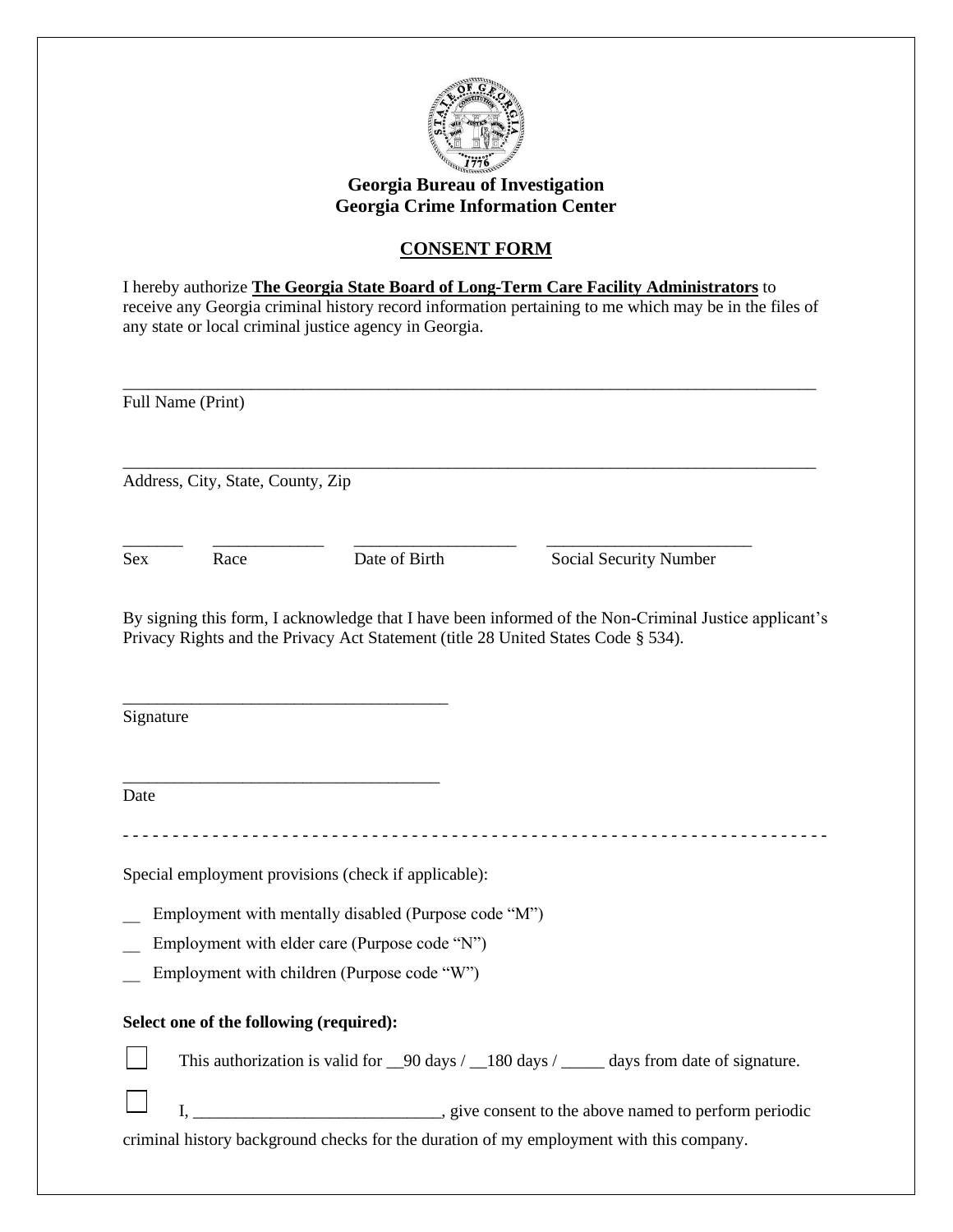**Georgia Bureau of Investigation**
**Georgia Crime Information Center**

## CONSENT FORM

I hereby authorize **The Georgia State Board of Long-Term Care Facility Administrators** to receive any Georgia criminal history record information pertaining to me which may be in the files of any state or local criminal justice agency in Georgia.

\_\_\_\_\_\_\_\_\_\_\_\_\_\_\_\_\_\_\_\_\_\_\_\_\_\_\_\_\_\_\_\_\_\_\_\_\_\_\_\_\_\_\_\_\_\_\_\_\_\_\_\_\_\_\_\_\_\_\_\_\_\_\_\_\_\_\_\_\_\_\_\_
Full Name (Print)

\_\_\_\_\_\_\_\_\_\_\_\_\_\_\_\_\_\_\_\_\_\_\_\_\_\_\_\_\_\_\_\_\_\_\_\_\_\_\_\_\_\_\_\_\_\_\_\_\_\_\_\_\_\_\_\_\_\_\_\_\_\_\_\_\_\_\_\_\_\_\_\_
Address, City, State, County, Zip

\_\_\_\_\_\_\_ \_\_\_\_\_\_\_\_\_\_\_\_\_ \_\_\_\_\_\_\_\_\_\_\_\_\_\_\_\_\_\_\_ \_\_\_\_\_\_\_\_\_\_\_\_\_\_\_\_\_\_\_\_\_\_\_\_
Sex Race Date of Birth Social Security Number

By signing this form, I acknowledge that I have been informed of the Non-Criminal Justice applicant's Privacy Rights and the Privacy Act Statement (title 28 United States Code § 534).

\_\_\_\_\_\_\_\_\_\_\_\_\_\_\_\_\_\_\_\_\_\_\_\_\_\_\_\_\_\_\_\_\_\_\_\_\_\_
Signature

\_\_\_\_\_\_\_\_\_\_\_\_\_\_\_\_\_\_\_\_\_\_\_\_\_\_\_\_\_\_\_\_\_\_\_\_\_\_
Date

- - - - - - - - - - - - - - - - - - - - - - - - - - - - - - - - - - - - - - - - - - - - - - - - - - - - - - - - - - - - - - - -

Special employment provisions (check if applicable):

\_\_ Employment with mentally disabled (Purpose code "M")

\_\_ Employment with elder care (Purpose code "N")

\_\_ Employment with children (Purpose code "W")

**Select one of the following (required):**

☐ This authorization is valid for \_\_90 days / \_\_180 days / \_\_\_\_\_ days from date of signature.

☐ I, \_\_\_\_\_\_\_\_\_\_\_\_\_\_\_\_\_\_\_\_\_\_\_\_\_\_\_\_\_, give consent to the above named to perform periodic criminal history background checks for the duration of my employment with this company.